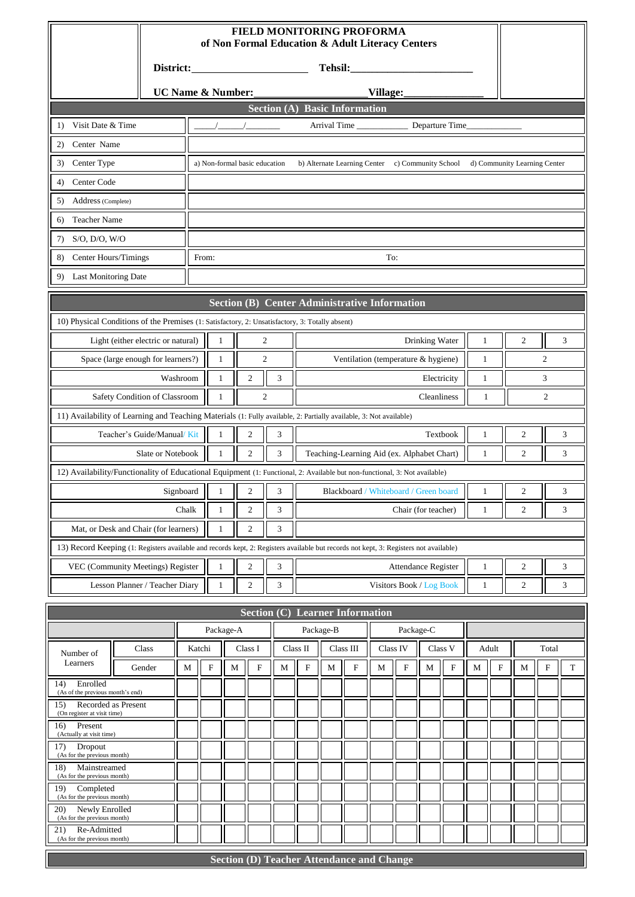# FIELD MONITORING PROFORMA
## of Non Formal Education & Adult Literacy Centers

**District:**\_\_\_\_\_\_\_\_\_\_\_\_\_\_\_\_\_\_\_\_ **Tehsil:**\_\_\_\_\_\_\_\_\_\_\_\_\_\_\_\_\_\_\_\_

**UC Name & Number:**\_\_\_\_\_\_\_\_\_\_\_\_\_\_\_\_\_\_\_\_ **Village:**\_\_\_\_\_\_\_\_\_\_\_\_\_\_\_\_

## Section (A) Basic Information

| | |
|---|---|
| 1) Visit Date & Time | \_\_\_\_/\_\_\_\_/\_\_\_\_\_\_ Arrival Time \_\_\_\_\_\_\_\_\_\_ Departure Time\_\_\_\_\_\_\_\_\_\_ |
| 2) Center Name | |
| 3) Center Type | a) Non-formal basic education b) Alternate Learning Center c) Community School d) Community Learning Center |
| 4) Center Code | |
| 5) Address (Complete) | |
| 6) Teacher Name | |
| 7) S/O, D/O, W/O | |
| 8) Center Hours/Timings | From: To: |
| 9) Last Monitoring Date | |

## Section (B) Center Administrative Information

10) Physical Conditions of the Premises (1: Satisfactory, 2: Unsatisfactory, 3: Totally absent)

| Item | | | | Item | | | |
|---|---|---|---|---|---|---|---|
| Light (either electric or natural) | 1 | 2 | | Drinking Water | 1 | 2 | 3 |
| Space (large enough for learners?) | 1 | 2 | | Ventilation (temperature & hygiene) | 1 | 2 | |
| Washroom | 1 | 2 | 3 | Electricity | 1 | 3 | |
| Safety Condition of Classroom | 1 | 2 | | Cleanliness | 1 | 2 | |

11) Availability of Learning and Teaching Materials (1: Fully available, 2: Partially available, 3: Not available)

| Item | | | | Item | | | |
|---|---|---|---|---|---|---|---|
| Teacher's Guide/Manual/ Kit | 1 | 2 | 3 | Textbook | 1 | 2 | 3 |
| Slate or Notebook | 1 | 2 | 3 | Teaching-Learning Aid (ex. Alphabet Chart) | 1 | 2 | 3 |

12) Availability/Functionality of Educational Equipment (1: Functional, 2: Available but non-functional, 3: Not available)

| Item | | | | Item | | | |
|---|---|---|---|---|---|---|---|
| Signboard | 1 | 2 | 3 | Blackboard / Whiteboard / Green board | 1 | 2 | 3 |
| Chalk | 1 | 2 | 3 | Chair (for teacher) | 1 | 2 | 3 |
| Mat, or Desk and Chair (for learners) | 1 | 2 | 3 | | | | |

13) Record Keeping (1: Registers available and records kept, 2: Registers available but records not kept, 3: Registers not available)

| Item | | | | Item | | | |
|---|---|---|---|---|---|---|---|
| VEC (Community Meetings) Register | 1 | 2 | 3 | Attendance Register | 1 | 2 | 3 |
| Lesson Planner / Teacher Diary | 1 | 2 | 3 | Visitors Book / Log Book | 1 | 2 | 3 |

## Section (C) Learner Information

| | | Package-A | | | | Package-B | | | | Package-C | | | | | | | | |
|---|---|---|---|---|---|---|---|---|---|---|---|---|---|---|---|---|---|---|
| Number of Learners | Class | Katchi | | Class I | | Class II | | Class III | | Class IV | | Class V | | Adult | | Total | | |
| | Gender | M | F | M | F | M | F | M | F | M | F | M | F | M | F | M | F | T |
| 14) Enrolled (As of the previous month's end) | | | | | | | | | | | | | | | | | | |
| 15) Recorded as Present (On register at visit time) | | | | | | | | | | | | | | | | | | |
| 16) Present (Actually at visit time) | | | | | | | | | | | | | | | | | | |
| 17) Dropout (As for the previous month) | | | | | | | | | | | | | | | | | | |
| 18) Mainstreamed (As for the previous month) | | | | | | | | | | | | | | | | | | |
| 19) Completed (As for the previous month) | | | | | | | | | | | | | | | | | | |
| 20) Newly Enrolled (As for the previous month) | | | | | | | | | | | | | | | | | | |
| 21) Re-Admitted (As for the previous month) | | | | | | | | | | | | | | | | | | |

## Section (D) Teacher Attendance and Change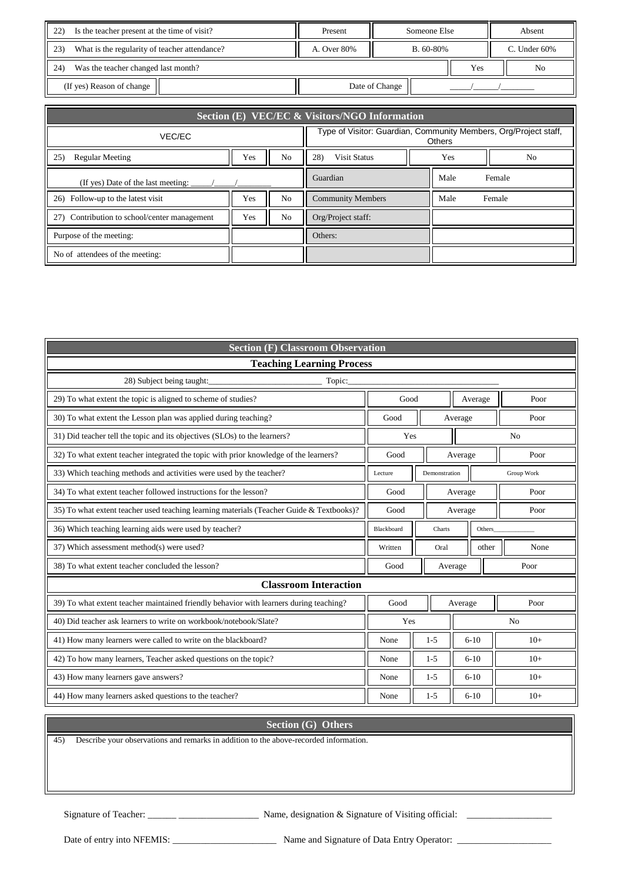| | | | |
|---|---|---|---|
| 22) Is the teacher present at the time of visit? | Present | Someone Else | Absent |
| 23) What is the regularity of teacher attendance? | A. Over 80% | B. 60-80% | C. Under 60% |
| 24) Was the teacher changed last month? | | Yes | No |
| (If yes) Reason of change | | Date of Change | _____/_____/________ |

## Section (E) VEC/EC & Visitors/NGO Information

| VEC/EC | | | Type of Visitor: Guardian, Community Members, Org/Project staff, Others | | |
|---|---|---|---|---|---|
| 25) Regular Meeting | Yes | No | 28) Visit Status | Yes | No |
| (If yes) Date of the last meeting: _____/_____/________ | | | Guardian | Male | Female |
| 26) Follow-up to the latest visit | Yes | No | Community Members | Male | Female |
| 27) Contribution to school/center management | Yes | No | Org/Project staff: | | |
| Purpose of the meeting: | | | Others: | | |
| No of attendees of the meeting: | | | | | |

## Section (F) Classroom Observation

### Teaching Learning Process

28) Subject being taught:_________________________ Topic:_________________________________

| | | | | |
|---|---|---|---|---|
| 29) To what extent the topic is aligned to scheme of studies? | Good | Average | Poor | |
| 30) To what extent the Lesson plan was applied during teaching? | Good | Average | Poor | |
| 31) Did teacher tell the topic and its objectives (SLOs) to the learners? | Yes | No | | |
| 32) To what extent teacher integrated the topic with prior knowledge of the learners? | Good | Average | Poor | |
| 33) Which teaching methods and activities were used by the teacher? | Lecture | Demonstration | Group Work | |
| 34) To what extent teacher followed instructions for the lesson? | Good | Average | Poor | |
| 35) To what extent teacher used teaching learning materials (Teacher Guide & Textbooks)? | Good | Average | Poor | |
| 36) Which teaching learning aids were used by teacher? | Blackboard | Charts | Others___________ | |
| 37) Which assessment method(s) were used? | Written | Oral | other | None |
| 38) To what extent teacher concluded the lesson? | Good | Average | Poor | |

### Classroom Interaction

| | | | | |
|---|---|---|---|---|
| 39) To what extent teacher maintained friendly behavior with learners during teaching? | Good | Average | Poor | |
| 40) Did teacher ask learners to write on workbook/notebook/Slate? | Yes | No | | |
| 41) How many learners were called to write on the blackboard? | None | 1-5 | 6-10 | 10+ |
| 42) To how many learners, Teacher asked questions on the topic? | None | 1-5 | 6-10 | 10+ |
| 43) How many learners gave answers? | None | 1-5 | 6-10 | 10+ |
| 44) How many learners asked questions to the teacher? | None | 1-5 | 6-10 | 10+ |

## Section (G) Others

45) Describe your observations and remarks in addition to the above-recorded information.

Signature of Teacher: ______ ________________ Name, designation & Signature of Visiting official: _________________

Date of entry into NFEMIS: _____________________ Name and Signature of Data Entry Operator: ___________________